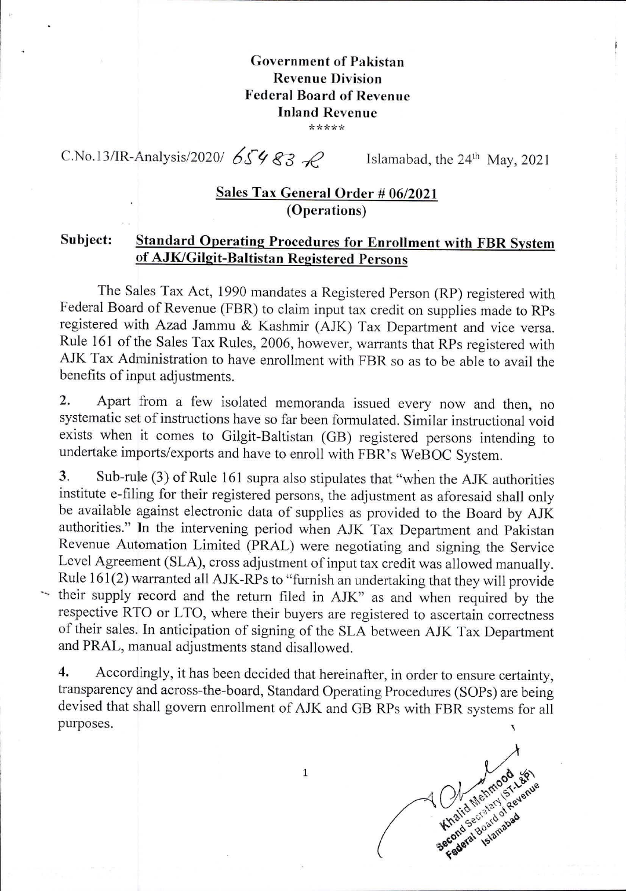**Government of Pakistan**
**Revenue Division**
**Federal Board of Revenue**
**Inland Revenue**
\*\*\*\*\*

C.No.13/IR-Analysis/2020/ 65483-R Islamabad, the 24th May, 2021

## Sales Tax General Order # 06/2021 (Operations)

**Subject: Standard Operating Procedures for Enrollment with FBR System of AJK/Gilgit-Baltistan Registered Persons**

The Sales Tax Act, 1990 mandates a Registered Person (RP) registered with Federal Board of Revenue (FBR) to claim input tax credit on supplies made to RPs registered with Azad Jammu & Kashmir (AJK) Tax Department and vice versa. Rule 161 of the Sales Tax Rules, 2006, however, warrants that RPs registered with AJK Tax Administration to have enrollment with FBR so as to be able to avail the benefits of input adjustments.

**2.** Apart from a few isolated memoranda issued every now and then, no systematic set of instructions have so far been formulated. Similar instructional void exists when it comes to Gilgit-Baltistan (GB) registered persons intending to undertake imports/exports and have to enroll with FBR's WeBOC System.

**3.** Sub-rule (3) of Rule 161 supra also stipulates that "when the AJK authorities institute e-filing for their registered persons, the adjustment as aforesaid shall only be available against electronic data of supplies as provided to the Board by AJK authorities." In the intervening period when AJK Tax Department and Pakistan Revenue Automation Limited (PRAL) were negotiating and signing the Service Level Agreement (SLA), cross adjustment of input tax credit was allowed manually. Rule 161(2) warranted all AJK-RPs to "furnish an undertaking that they will provide their supply record and the return filed in AJK" as and when required by the respective RTO or LTO, where their buyers are registered to ascertain correctness of their sales. In anticipation of signing of the SLA between AJK Tax Department and PRAL, manual adjustments stand disallowed.

**4.** Accordingly, it has been decided that hereinafter, in order to ensure certainty, transparency and across-the-board, Standard Operating Procedures (SOPs) are being devised that shall govern enrollment of AJK and GB RPs with FBR systems for all purposes.

Khalid Mehmood
Second Secretary (ST-L&P)
Federal Board of Revenue
Islamabad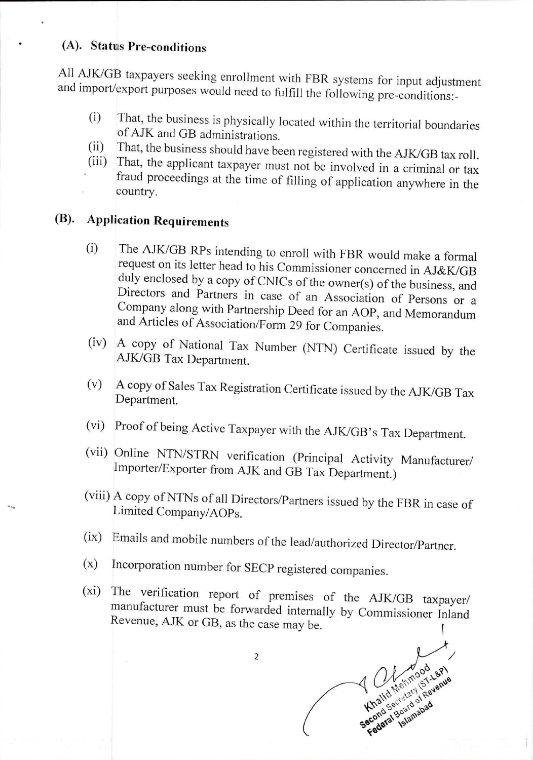### (A). Status Pre-conditions

All AJK/GB taxpayers seeking enrollment with FBR systems for input adjustment and import/export purposes would need to fulfill the following pre-conditions:-

(i) That, the business is physically located within the territorial boundaries of AJK and GB administrations.

(ii) That, the business should have been registered with the AJK/GB tax roll.

(iii) That, the applicant taxpayer must not be involved in a criminal or tax fraud proceedings at the time of filling of application anywhere in the country.

### (B). Application Requirements

(i) The AJK/GB RPs intending to enroll with FBR would make a formal request on its letter head to his Commissioner concerned in AJ&K/GB duly enclosed by a copy of CNICs of the owner(s) of the business, and Directors and Partners in case of an Association of Persons or a Company along with Partnership Deed for an AOP, and Memorandum and Articles of Association/Form 29 for Companies.

(iv) A copy of National Tax Number (NTN) Certificate issued by the AJK/GB Tax Department.

(v) A copy of Sales Tax Registration Certificate issued by the AJK/GB Tax Department.

(vi) Proof of being Active Taxpayer with the AJK/GB's Tax Department.

(vii) Online NTN/STRN verification (Principal Activity Manufacturer/ Importer/Exporter from AJK and GB Tax Department.)

(viii) A copy of NTNs of all Directors/Partners issued by the FBR in case of Limited Company/AOPs.

(ix) Emails and mobile numbers of the lead/authorized Director/Partner.

(x) Incorporation number for SECP registered companies.

(xi) The verification report of premises of the AJK/GB taxpayer/ manufacturer must be forwarded internally by Commissioner Inland Revenue, AJK or GB, as the case may be.

Khalid Mehmood
Second Secretary (ST-L&P)
Federal Board of Revenue
Islamabad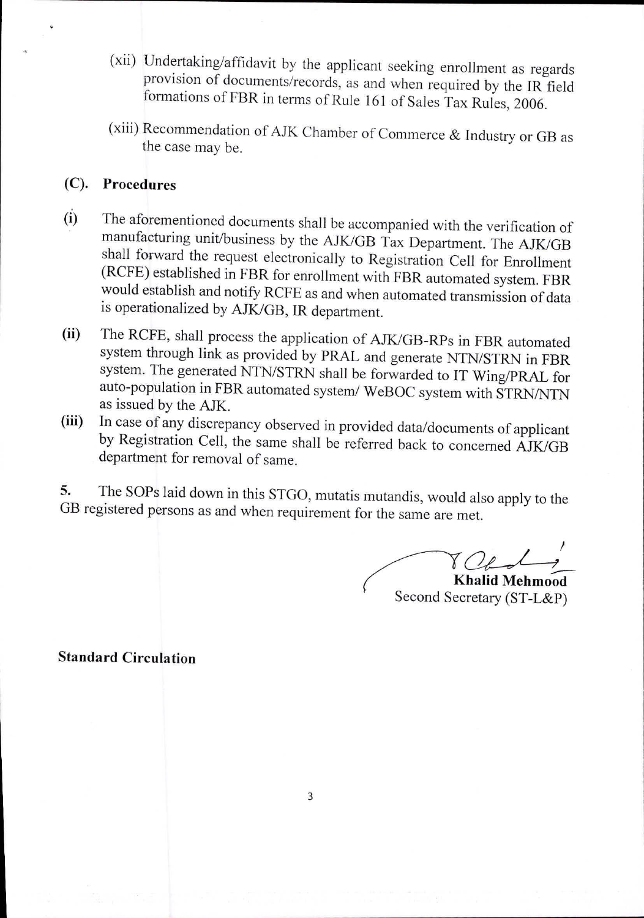(xii) Undertaking/affidavit by the applicant seeking enrollment as regards provision of documents/records, as and when required by the IR field formations of FBR in terms of Rule 161 of Sales Tax Rules, 2006.

(xiii) Recommendation of AJK Chamber of Commerce & Industry or GB as the case may be.

**(C). Procedures**

**(i)** The aforementioned documents shall be accompanied with the verification of manufacturing unit/business by the AJK/GB Tax Department. The AJK/GB shall forward the request electronically to Registration Cell for Enrollment (RCFE) established in FBR for enrollment with FBR automated system. FBR would establish and notify RCFE as and when automated transmission of data is operationalized by AJK/GB, IR department.

**(ii)** The RCFE, shall process the application of AJK/GB-RPs in FBR automated system through link as provided by PRAL and generate NTN/STRN in FBR system. The generated NTN/STRN shall be forwarded to IT Wing/PRAL for auto-population in FBR automated system/ WeBOC system with STRN/NTN as issued by the AJK.

**(iii)** In case of any discrepancy observed in provided data/documents of applicant by Registration Cell, the same shall be referred back to concerned AJK/GB department for removal of same.

**5.** The SOPs laid down in this STGO, mutatis mutandis, would also apply to the GB registered persons as and when requirement for the same are met.

**Khalid Mehmood**
Second Secretary (ST-L&P)

**Standard Circulation**